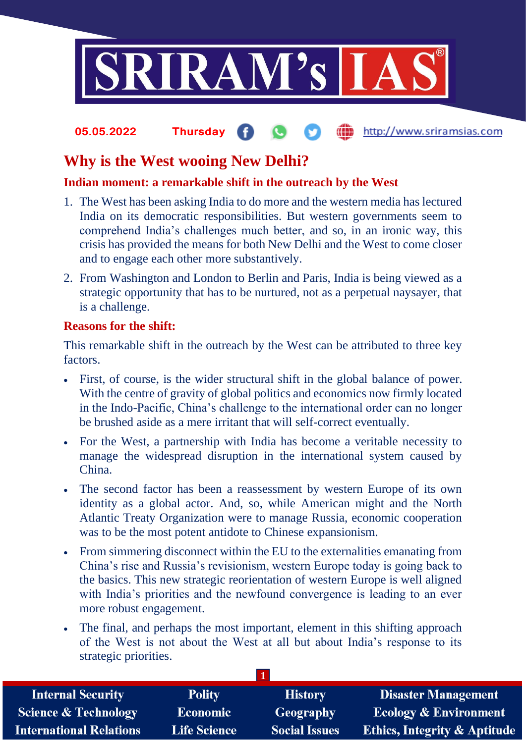# Why is the West wooing New Delhi?

### Indian moment: a remarkable shift in the outreach by the West

1. The West has been asking India to do more and the western media has lectured India on its democratic responsibilities. But western governments seem to comprehend India's challenges much better, and so, in an ironic way, this crisis has provided the means for both New Delhi and the West to come closer and to engage each other more substantively.
2. From Washington and London to Berlin and Paris, India is being viewed as a strategic opportunity that has to be nurtured, not as a perpetual naysayer, that is a challenge.

### Reasons for the shift:

This remarkable shift in the outreach by the West can be attributed to three key factors.

- First, of course, is the wider structural shift in the global balance of power. With the centre of gravity of global politics and economics now firmly located in the Indo-Pacific, China's challenge to the international order can no longer be brushed aside as a mere irritant that will self-correct eventually.
- For the West, a partnership with India has become a veritable necessity to manage the widespread disruption in the international system caused by China.
- The second factor has been a reassessment by western Europe of its own identity as a global actor. And, so, while American might and the North Atlantic Treaty Organization were to manage Russia, economic cooperation was to be the most potent antidote to Chinese expansionism.
- From simmering disconnect within the EU to the externalities emanating from China's rise and Russia's revisionism, western Europe today is going back to the basics. This new strategic reorientation of western Europe is well aligned with India's priorities and the newfound convergence is leading to an ever more robust engagement.
- The final, and perhaps the most important, element in this shifting approach of the West is not about the West at all but about India's response to its strategic priorities.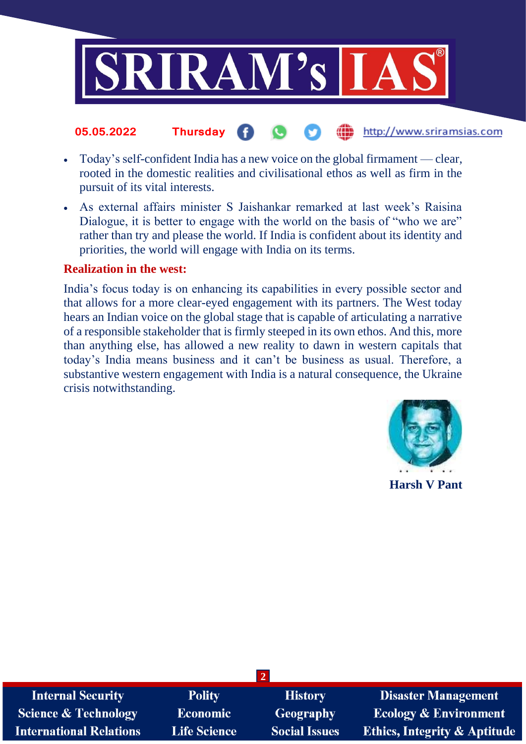- Today's self-confident India has a new voice on the global firmament — clear, rooted in the domestic realities and civilisational ethos as well as firm in the pursuit of its vital interests.
- As external affairs minister S Jaishankar remarked at last week's Raisina Dialogue, it is better to engage with the world on the basis of "who we are" rather than try and please the world. If India is confident about its identity and priorities, the world will engage with India on its terms.

**Realization in the west:**

India's focus today is on enhancing its capabilities in every possible sector and that allows for a more clear-eyed engagement with its partners. The West today hears an Indian voice on the global stage that is capable of articulating a narrative of a responsible stakeholder that is firmly steeped in its own ethos. And this, more than anything else, has allowed a new reality to dawn in western capitals that today's India means business and it can't be business as usual. Therefore, a substantive western engagement with India is a natural consequence, the Ukraine crisis notwithstanding.

**Harsh V Pant**